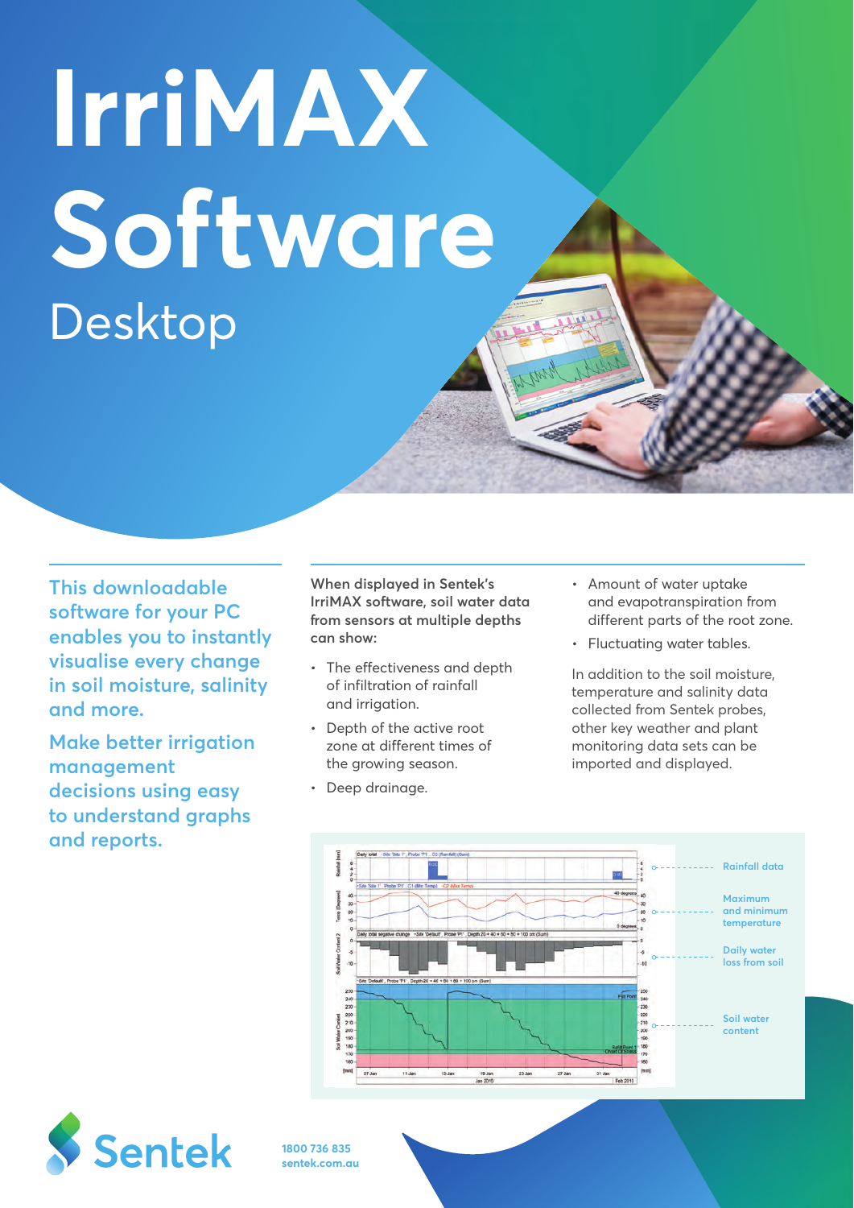# IrriMAX Software

## Desktop

**This downloadable software for your PC enables you to instantly visualise every change in soil moisture, salinity and more.**

**Make better irrigation management decisions using easy to understand graphs and reports.**

**When displayed in Sentek's IrriMAX software, soil water data from sensors at multiple depths can show:**

- The effectiveness and depth of infiltration of rainfall and irrigation.
- Depth of the active root zone at different times of the growing season.
- Deep drainage.
- Amount of water uptake and evapotranspiration from different parts of the root zone.
- Fluctuating water tables.

In addition to the soil moisture, temperature and salinity data collected from Sentek probes, other key weather and plant monitoring data sets can be imported and displayed.

Rainfall data

Maximum and minimum temperature

Daily water loss from soil

Soil water content

Sentek

1800 736 835
sentek.com.au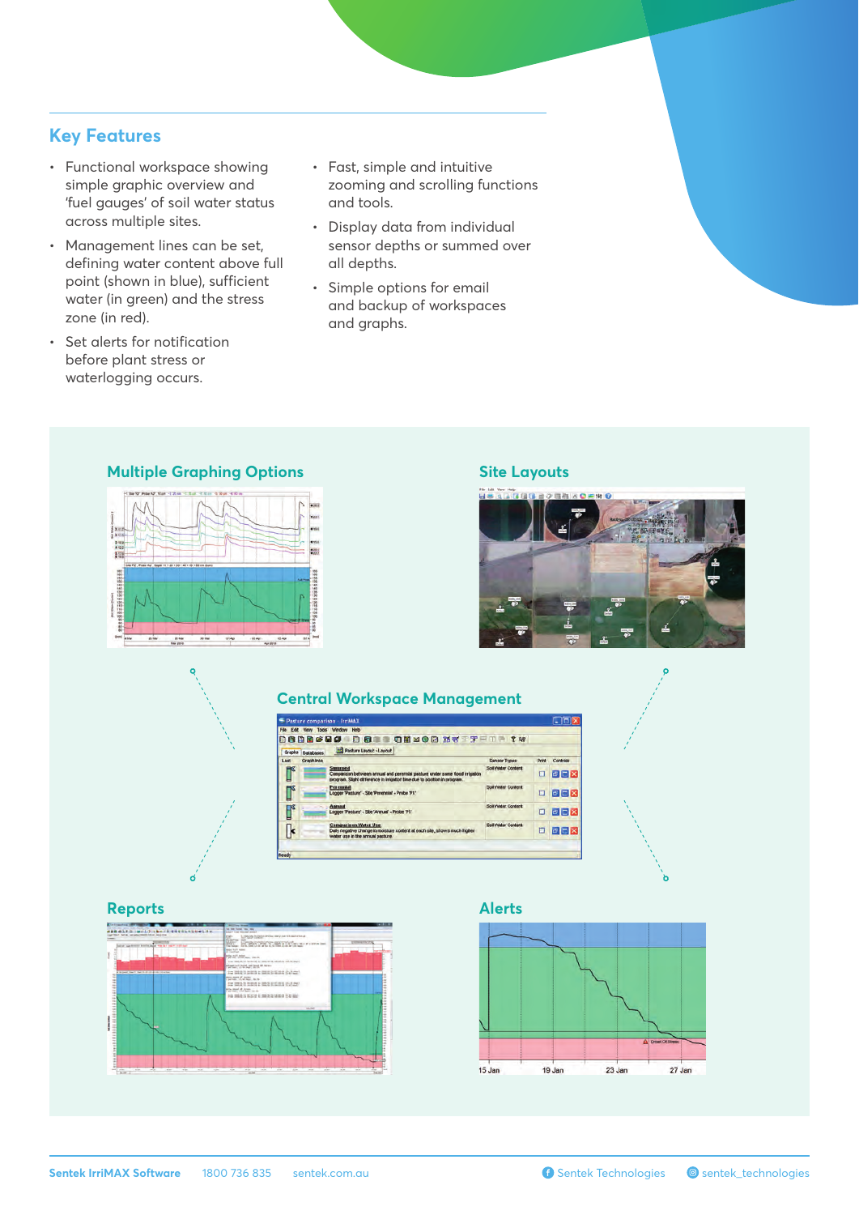## Key Features

- Functional workspace showing simple graphic overview and 'fuel gauges' of soil water status across multiple sites.
- Management lines can be set, defining water content above full point (shown in blue), sufficient water (in green) and the stress zone (in red).
- Set alerts for notification before plant stress or waterlogging occurs.
- Fast, simple and intuitive zooming and scrolling functions and tools.
- Display data from individual sensor depths or summed over all depths.
- Simple options for email and backup of workspaces and graphs.

### Multiple Graphing Options

### Site Layouts

### Central Workspace Management

### Reports

### Alerts

15 Jan
19 Jan
23 Jan
27 Jan

**Sentek IrriMAX Software** 1800 736 835 sentek.com.au Sentek Technologies sentek_technologies